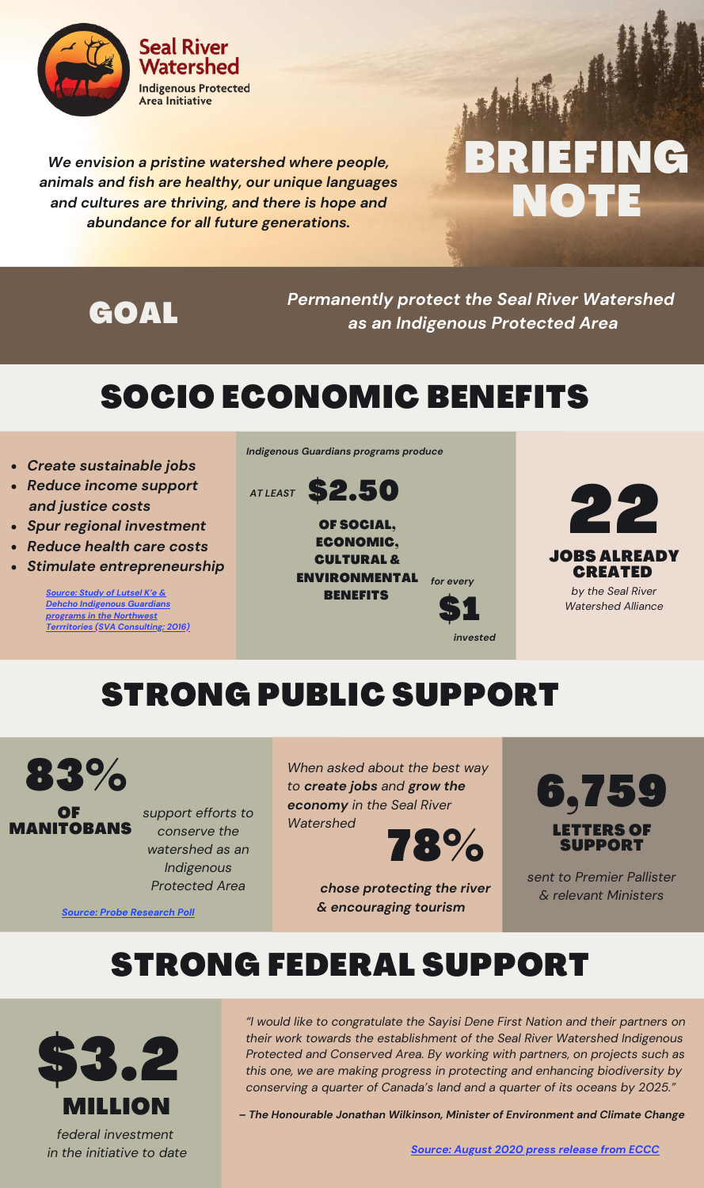**Seal River Watershed**
Indigenous Protected Area Initiative

*We envision a pristine watershed where people, animals and fish are healthy, our unique languages and cultures are thriving, and there is hope and abundance for all future generations.*

# BRIEFING NOTE

## GOAL

*Permanently protect the Seal River Watershed as an Indigenous Protected Area*

## SOCIO ECONOMIC BENEFITS

- *Create sustainable jobs*
- *Reduce income support and justice costs*
- *Spur regional investment*
- *Reduce health care costs*
- *Stimulate entrepreneurship*

*Source: Study of Lutsel K'e & Dehcho Indigenous Guardians programs in the Northwest Terrritories (SVA Consulting; 2016)*

*Indigenous Guardians programs produce*

*AT LEAST* **$2.50** **OF SOCIAL, ECONOMIC, CULTURAL & ENVIRONMENTAL BENEFITS** *for every* **$1** *invested*

**22**

**JOBS ALREADY CREATED**

*by the Seal River Watershed Alliance*

## STRONG PUBLIC SUPPORT

**83% OF MANITOBANS** *support efforts to conserve the watershed as an Indigenous Protected Area*

*Source: Probe Research Poll*

*When asked about the best way to **create jobs** and **grow the economy** in the Seal River Watershed*

**78%**

***chose protecting the river & encouraging tourism***

**6,759**

**LETTERS OF SUPPORT**

*sent to Premier Pallister & relevant Ministers*

## STRONG FEDERAL SUPPORT

**$3.2 MILLION**

*federal investment in the initiative to date*

*"I would like to congratulate the Sayisi Dene First Nation and their partners on their work towards the establishment of the Seal River Watershed Indigenous Protected and Conserved Area. By working with partners, on projects such as this one, we are making progress in protecting and enhancing biodiversity by conserving a quarter of Canada's land and a quarter of its oceans by 2025."*

***– The Honourable Jonathan Wilkinson, Minister of Environment and Climate Change***

*Source: August 2020 press release from ECCC*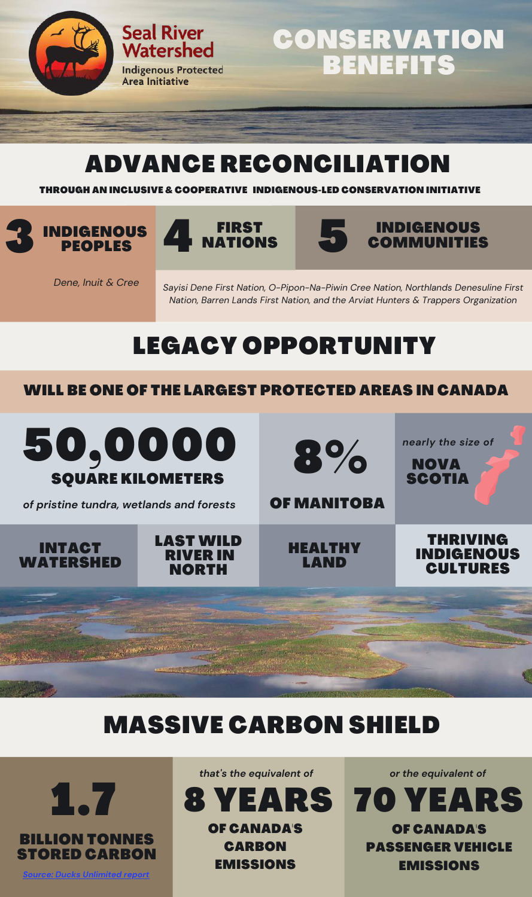**Seal River Watershed**

Indigenous Protected Area Initiative

# CONSERVATION BENEFITS

## ADVANCE RECONCILIATION

**THROUGH AN INCLUSIVE & COOPERATIVE INDIGENOUS-LED CONSERVATION INITIATIVE**

**3 INDIGENOUS PEOPLES**

*Dene, Inuit & Cree*

**4 FIRST NATIONS**

**5 INDIGENOUS COMMUNITIES**

*Sayisi Dene First Nation, O-Pipon-Na-Piwin Cree Nation, Northlands Denesuline First Nation, Barren Lands First Nation, and the Arviat Hunters & Trappers Organization*

## LEGACY OPPORTUNITY

**WILL BE ONE OF THE LARGEST PROTECTED AREAS IN CANADA**

**50,0000 SQUARE KILOMETERS**

*of pristine tundra, wetlands and forests*

**8% OF MANITOBA**

*nearly the size of* **NOVA SCOTIA**

**INTACT WATERSHED**

**LAST WILD RIVER IN NORTH**

**HEALTHY LAND**

**THRIVING INDIGENOUS CULTURES**

## MASSIVE CARBON SHIELD

**1.7 BILLION TONNES STORED CARBON**

Source: Ducks Unlimited report

*that's the equivalent of* **8 YEARS OF CANADA'S CARBON EMISSIONS**

*or the equivalent of* **70 YEARS OF CANADA'S PASSENGER VEHICLE EMISSIONS**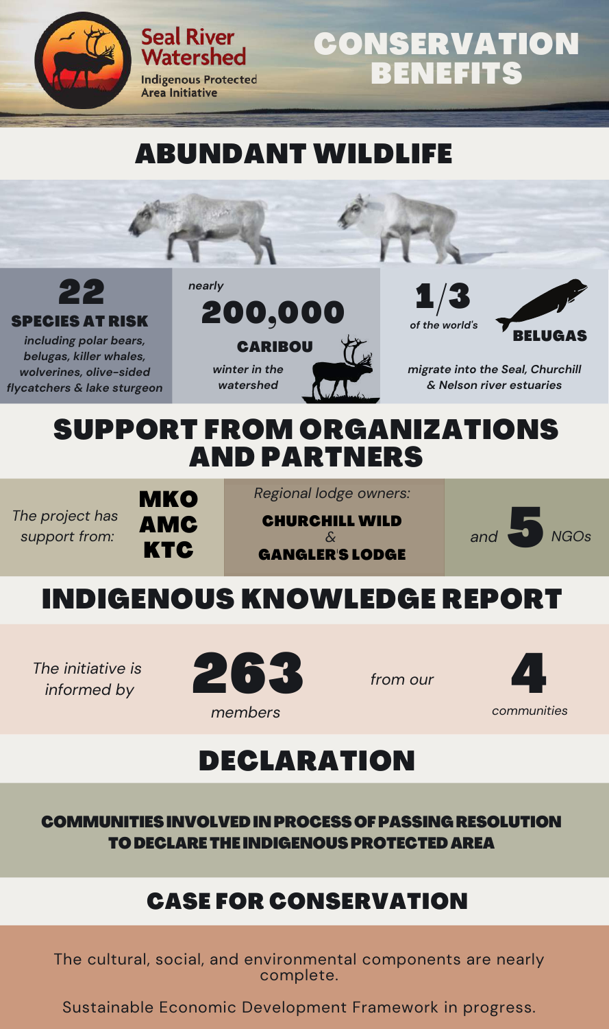Seal River Watershed

Indigenous Protected Area Initiative

# CONSERVATION BENEFITS

## ABUNDANT WILDLIFE

**22**

**SPECIES AT RISK**

*including polar bears, belugas, killer whales, wolverines, olive-sided flycatchers & lake sturgeon*

*nearly*

**200,000**

**CARIBOU**

*winter in the watershed*

**1/3**

*of the world's*

**BELUGAS**

*migrate into the Seal, Churchill & Nelson river estuaries*

## SUPPORT FROM ORGANIZATIONS AND PARTNERS

*The project has support from:*

**MKO**
**AMC**
**KTC**

*Regional lodge owners:*

**CHURCHILL WILD & GANGLER'S LODGE**

*and* **5** *NGOs*

## INDIGENOUS KNOWLEDGE REPORT

*The initiative is informed by* **263** *members* *from our* **4** *communities*

## DECLARATION

**COMMUNITIES INVOLVED IN PROCESS OF PASSING RESOLUTION TO DECLARE THE INDIGENOUS PROTECTED AREA**

## CASE FOR CONSERVATION

The cultural, social, and environmental components are nearly complete.

Sustainable Economic Development Framework in progress.